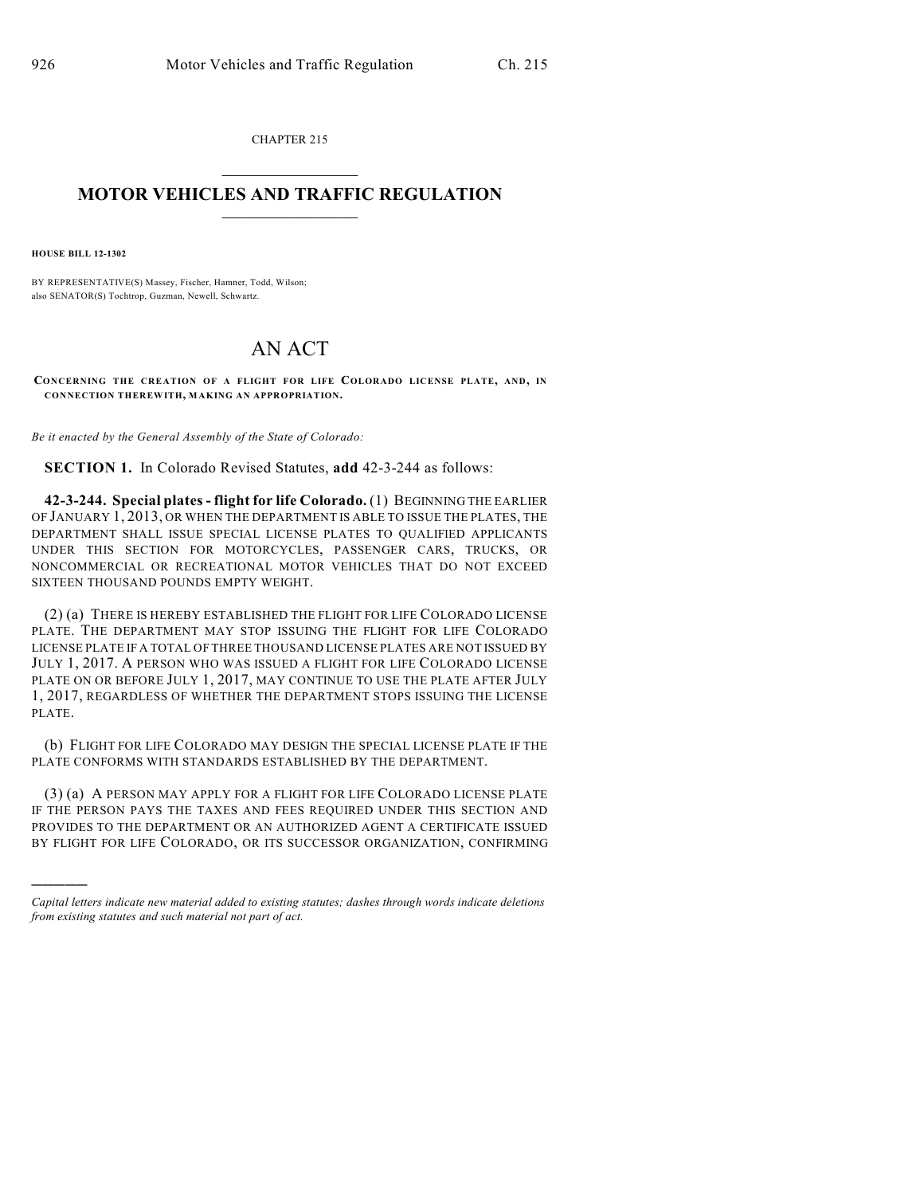CHAPTER 215

# MOTOR VEHICLES AND TRAFFIC REGULATION

**HOUSE BILL 12-1302**

BY REPRESENTATIVE(S) Massey, Fischer, Hamner, Todd, Wilson;
also SENATOR(S) Tochtrop, Guzman, Newell, Schwartz.

# AN ACT

**CONCERNING THE CREATION OF A FLIGHT FOR LIFE COLORADO LICENSE PLATE, AND, IN CONNECTION THEREWITH, MAKING AN APPROPRIATION.**

*Be it enacted by the General Assembly of the State of Colorado:*

**SECTION 1.** In Colorado Revised Statutes, **add** 42-3-244 as follows:

**42-3-244. Special plates - flight for life Colorado.** (1) BEGINNING THE EARLIER OF JANUARY 1, 2013, OR WHEN THE DEPARTMENT IS ABLE TO ISSUE THE PLATES, THE DEPARTMENT SHALL ISSUE SPECIAL LICENSE PLATES TO QUALIFIED APPLICANTS UNDER THIS SECTION FOR MOTORCYCLES, PASSENGER CARS, TRUCKS, OR NONCOMMERCIAL OR RECREATIONAL MOTOR VEHICLES THAT DO NOT EXCEED SIXTEEN THOUSAND POUNDS EMPTY WEIGHT.

(2) (a) THERE IS HEREBY ESTABLISHED THE FLIGHT FOR LIFE COLORADO LICENSE PLATE. THE DEPARTMENT MAY STOP ISSUING THE FLIGHT FOR LIFE COLORADO LICENSE PLATE IF A TOTAL OF THREE THOUSAND LICENSE PLATES ARE NOT ISSUED BY JULY 1, 2017. A PERSON WHO WAS ISSUED A FLIGHT FOR LIFE COLORADO LICENSE PLATE ON OR BEFORE JULY 1, 2017, MAY CONTINUE TO USE THE PLATE AFTER JULY 1, 2017, REGARDLESS OF WHETHER THE DEPARTMENT STOPS ISSUING THE LICENSE PLATE.

(b) FLIGHT FOR LIFE COLORADO MAY DESIGN THE SPECIAL LICENSE PLATE IF THE PLATE CONFORMS WITH STANDARDS ESTABLISHED BY THE DEPARTMENT.

(3) (a) A PERSON MAY APPLY FOR A FLIGHT FOR LIFE COLORADO LICENSE PLATE IF THE PERSON PAYS THE TAXES AND FEES REQUIRED UNDER THIS SECTION AND PROVIDES TO THE DEPARTMENT OR AN AUTHORIZED AGENT A CERTIFICATE ISSUED BY FLIGHT FOR LIFE COLORADO, OR ITS SUCCESSOR ORGANIZATION, CONFIRMING

---

*Capital letters indicate new material added to existing statutes; dashes through words indicate deletions from existing statutes and such material not part of act.*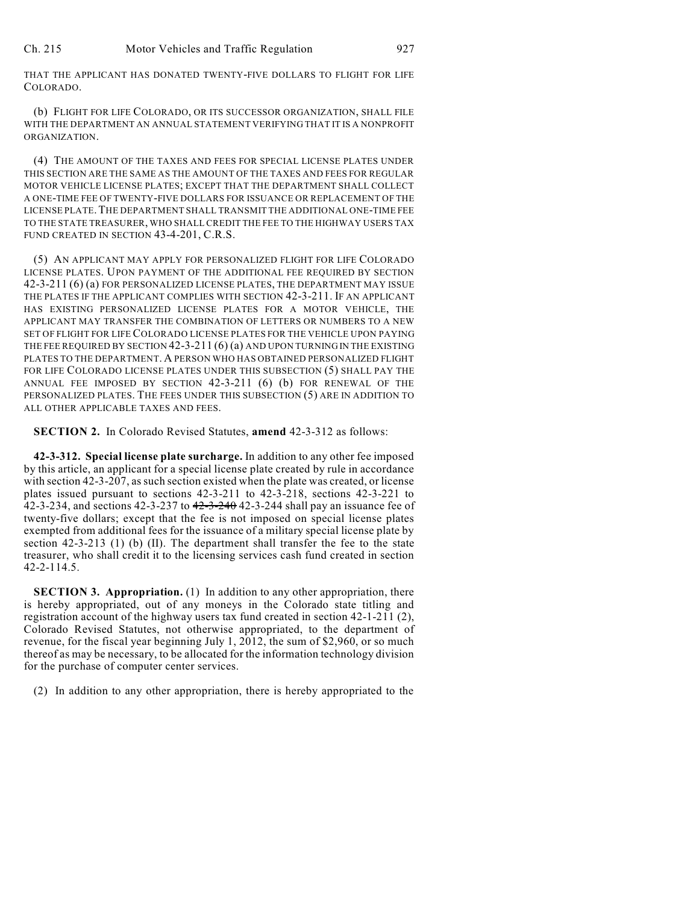THAT THE APPLICANT HAS DONATED TWENTY-FIVE DOLLARS TO FLIGHT FOR LIFE COLORADO.

(b) FLIGHT FOR LIFE COLORADO, OR ITS SUCCESSOR ORGANIZATION, SHALL FILE WITH THE DEPARTMENT AN ANNUAL STATEMENT VERIFYING THAT IT IS A NONPROFIT ORGANIZATION.

(4) THE AMOUNT OF THE TAXES AND FEES FOR SPECIAL LICENSE PLATES UNDER THIS SECTION ARE THE SAME AS THE AMOUNT OF THE TAXES AND FEES FOR REGULAR MOTOR VEHICLE LICENSE PLATES; EXCEPT THAT THE DEPARTMENT SHALL COLLECT A ONE-TIME FEE OF TWENTY-FIVE DOLLARS FOR ISSUANCE OR REPLACEMENT OF THE LICENSE PLATE. THE DEPARTMENT SHALL TRANSMIT THE ADDITIONAL ONE-TIME FEE TO THE STATE TREASURER, WHO SHALL CREDIT THE FEE TO THE HIGHWAY USERS TAX FUND CREATED IN SECTION 43-4-201, C.R.S.

(5) AN APPLICANT MAY APPLY FOR PERSONALIZED FLIGHT FOR LIFE COLORADO LICENSE PLATES. UPON PAYMENT OF THE ADDITIONAL FEE REQUIRED BY SECTION 42-3-211 (6) (a) FOR PERSONALIZED LICENSE PLATES, THE DEPARTMENT MAY ISSUE THE PLATES IF THE APPLICANT COMPLIES WITH SECTION 42-3-211. IF AN APPLICANT HAS EXISTING PERSONALIZED LICENSE PLATES FOR A MOTOR VEHICLE, THE APPLICANT MAY TRANSFER THE COMBINATION OF LETTERS OR NUMBERS TO A NEW SET OF FLIGHT FOR LIFE COLORADO LICENSE PLATES FOR THE VEHICLE UPON PAYING THE FEE REQUIRED BY SECTION 42-3-211 (6) (a) AND UPON TURNING IN THE EXISTING PLATES TO THE DEPARTMENT. A PERSON WHO HAS OBTAINED PERSONALIZED FLIGHT FOR LIFE COLORADO LICENSE PLATES UNDER THIS SUBSECTION (5) SHALL PAY THE ANNUAL FEE IMPOSED BY SECTION 42-3-211 (6) (b) FOR RENEWAL OF THE PERSONALIZED PLATES. THE FEES UNDER THIS SUBSECTION (5) ARE IN ADDITION TO ALL OTHER APPLICABLE TAXES AND FEES.

**SECTION 2.** In Colorado Revised Statutes, **amend** 42-3-312 as follows:

**42-3-312. Special license plate surcharge.** In addition to any other fee imposed by this article, an applicant for a special license plate created by rule in accordance with section 42-3-207, as such section existed when the plate was created, or license plates issued pursuant to sections 42-3-211 to 42-3-218, sections 42-3-221 to 42-3-234, and sections 42-3-237 to ~~42-3-240~~ 42-3-244 shall pay an issuance fee of twenty-five dollars; except that the fee is not imposed on special license plates exempted from additional fees for the issuance of a military special license plate by section 42-3-213 (1) (b) (II). The department shall transfer the fee to the state treasurer, who shall credit it to the licensing services cash fund created in section 42-2-114.5.

**SECTION 3. Appropriation.** (1) In addition to any other appropriation, there is hereby appropriated, out of any moneys in the Colorado state titling and registration account of the highway users tax fund created in section 42-1-211 (2), Colorado Revised Statutes, not otherwise appropriated, to the department of revenue, for the fiscal year beginning July 1, 2012, the sum of $2,960, or so much thereof as may be necessary, to be allocated for the information technology division for the purchase of computer center services.

(2) In addition to any other appropriation, there is hereby appropriated to the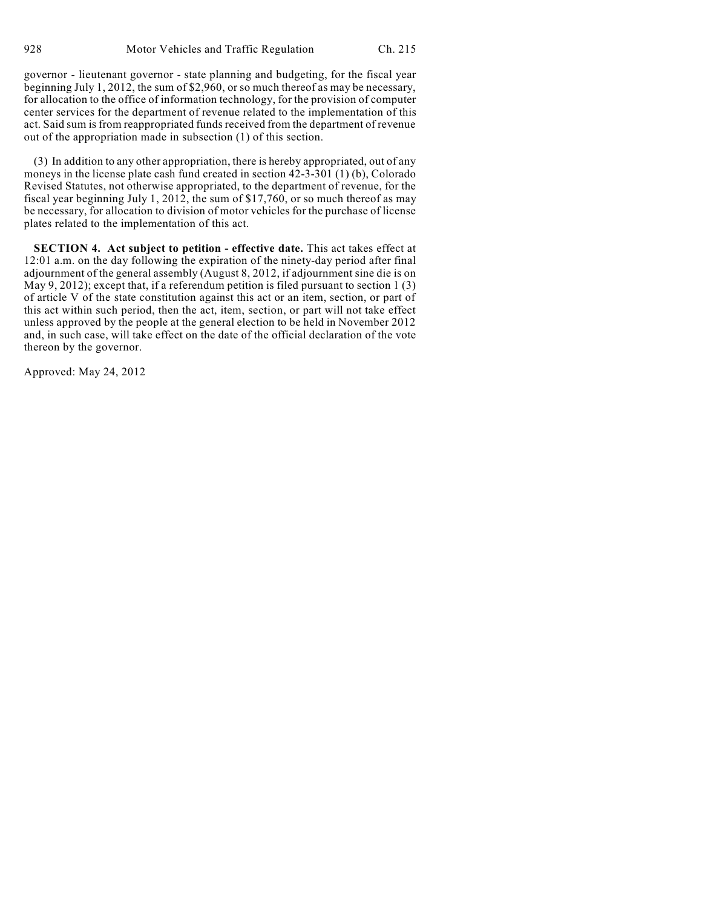governor - lieutenant governor - state planning and budgeting, for the fiscal year beginning July 1, 2012, the sum of $2,960, or so much thereof as may be necessary, for allocation to the office of information technology, for the provision of computer center services for the department of revenue related to the implementation of this act. Said sum is from reappropriated funds received from the department of revenue out of the appropriation made in subsection (1) of this section.

(3) In addition to any other appropriation, there is hereby appropriated, out of any moneys in the license plate cash fund created in section 42-3-301 (1) (b), Colorado Revised Statutes, not otherwise appropriated, to the department of revenue, for the fiscal year beginning July 1, 2012, the sum of $17,760, or so much thereof as may be necessary, for allocation to division of motor vehicles for the purchase of license plates related to the implementation of this act.

**SECTION 4. Act subject to petition - effective date.** This act takes effect at 12:01 a.m. on the day following the expiration of the ninety-day period after final adjournment of the general assembly (August 8, 2012, if adjournment sine die is on May 9, 2012); except that, if a referendum petition is filed pursuant to section 1 (3) of article V of the state constitution against this act or an item, section, or part of this act within such period, then the act, item, section, or part will not take effect unless approved by the people at the general election to be held in November 2012 and, in such case, will take effect on the date of the official declaration of the vote thereon by the governor.

Approved: May 24, 2012